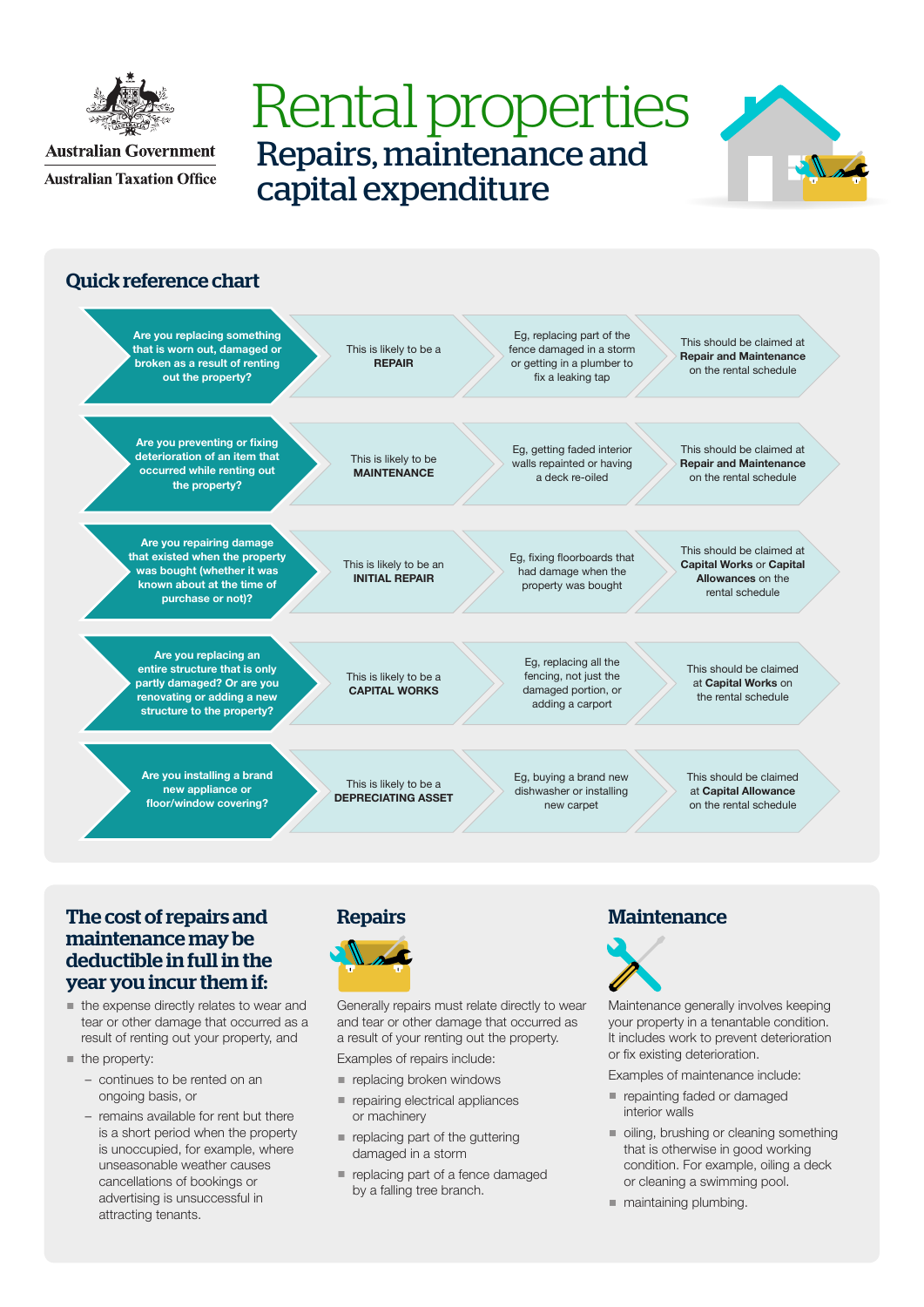Australian Government
Australian Taxation Office

# Rental properties

## Repairs, maintenance and capital expenditure

### Quick reference chart

| Question | Likely type | Example | How to claim |
|---|---|---|---|
| **Are you replacing something that is worn out, damaged or broken as a result of renting out the property?** | This is likely to be a **REPAIR** | Eg, replacing part of the fence damaged in a storm or getting in a plumber to fix a leaking tap | This should be claimed at **Repair and Maintenance** on the rental schedule |
| **Are you preventing or fixing deterioration of an item that occurred while renting out the property?** | This is likely to be **MAINTENANCE** | Eg, getting faded interior walls repainted or having a deck re-oiled | This should be claimed at **Repair and Maintenance** on the rental schedule |
| **Are you repairing damage that existed when the property was bought (whether it was known about at the time of purchase or not)?** | This is likely to be an **INITIAL REPAIR** | Eg, fixing floorboards that had damage when the property was bought | This should be claimed at **Capital Works** or **Capital Allowances** on the rental schedule |
| **Are you replacing an entire structure that is only partly damaged? Or are you renovating or adding a new structure to the property?** | This is likely to be a **CAPITAL WORKS** | Eg, replacing all the fencing, not just the damaged portion, or adding a carport | This should be claimed at **Capital Works** on the rental schedule |
| **Are you installing a brand new appliance or floor/window covering?** | This is likely to be a **DEPRECIATING ASSET** | Eg, buying a brand new dishwasher or installing new carpet | This should be claimed at **Capital Allowance** on the rental schedule |

### The cost of repairs and maintenance may be deductible in full in the year you incur them if:

- the expense directly relates to wear and tear or other damage that occurred as a result of renting out your property, and
- the property:
  - continues to be rented on an ongoing basis, or
  - remains available for rent but there is a short period when the property is unoccupied, for example, where unseasonable weather causes cancellations of bookings or advertising is unsuccessful in attracting tenants.

### Repairs

Generally repairs must relate directly to wear and tear or other damage that occurred as a result of your renting out the property.

Examples of repairs include:

- replacing broken windows
- repairing electrical appliances or machinery
- replacing part of the guttering damaged in a storm
- replacing part of a fence damaged by a falling tree branch.

### Maintenance

Maintenance generally involves keeping your property in a tenantable condition. It includes work to prevent deterioration or fix existing deterioration.

Examples of maintenance include:

- repainting faded or damaged interior walls
- oiling, brushing or cleaning something that is otherwise in good working condition. For example, oiling a deck or cleaning a swimming pool.
- maintaining plumbing.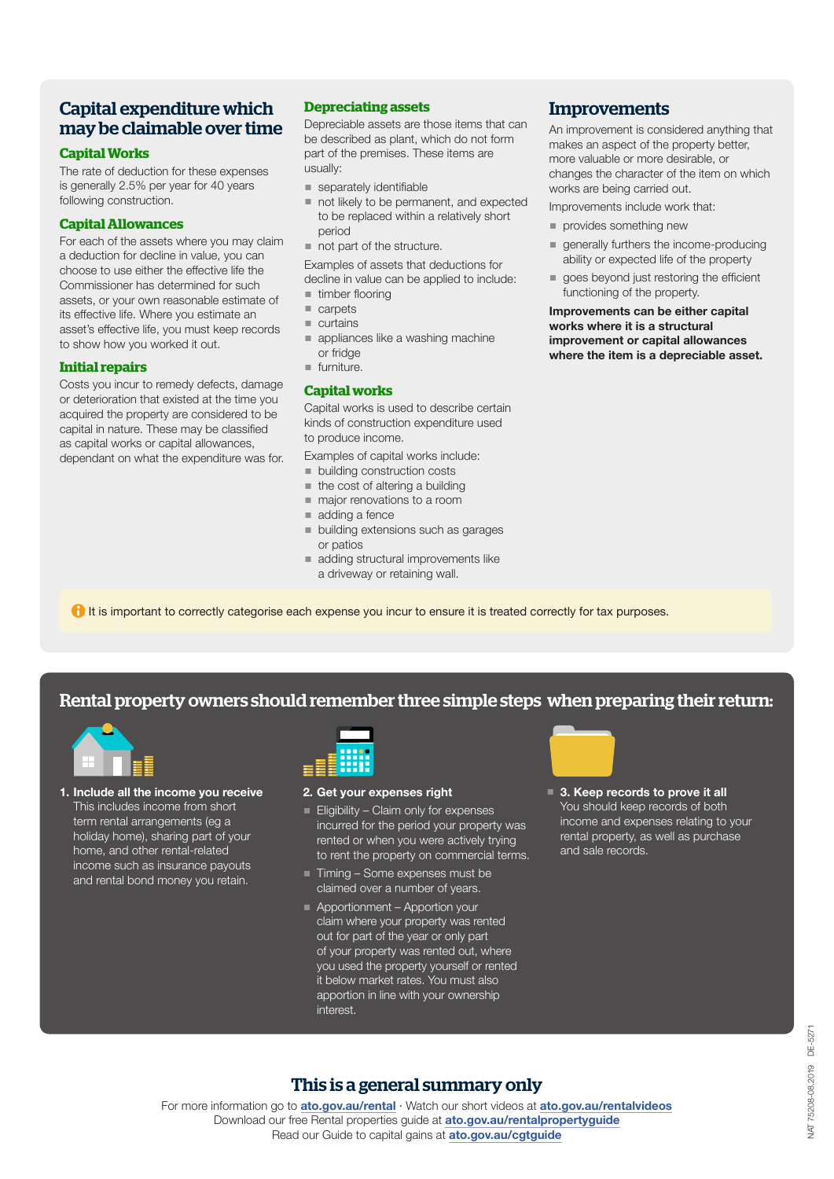## Capital expenditure which may be claimable over time

### Capital Works

The rate of deduction for these expenses is generally 2.5% per year for 40 years following construction.

### Capital Allowances

For each of the assets where you may claim a deduction for decline in value, you can choose to use either the effective life the Commissioner has determined for such assets, or your own reasonable estimate of its effective life. Where you estimate an asset's effective life, you must keep records to show how you worked it out.

### Initial repairs

Costs you incur to remedy defects, damage or deterioration that existed at the time you acquired the property are considered to be capital in nature. These may be classified as capital works or capital allowances, dependant on what the expenditure was for.

### Depreciating assets

Depreciable assets are those items that can be described as plant, which do not form part of the premises. These items are usually:

- separately identifiable
- not likely to be permanent, and expected to be replaced within a relatively short period
- not part of the structure.

Examples of assets that deductions for decline in value can be applied to include:

- timber flooring
- carpets
- curtains
- appliances like a washing machine or fridge
- furniture.

### Capital works

Capital works is used to describe certain kinds of construction expenditure used to produce income.

Examples of capital works include:

- building construction costs
- the cost of altering a building
- major renovations to a room
- adding a fence
- building extensions such as garages or patios
- adding structural improvements like a driveway or retaining wall.

## Improvements

An improvement is considered anything that makes an aspect of the property better, more valuable or more desirable, or changes the character of the item on which works are being carried out.

Improvements include work that:

- provides something new
- generally furthers the income-producing ability or expected life of the property
- goes beyond just restoring the efficient functioning of the property.

**Improvements can be either capital works where it is a structural improvement or capital allowances where the item is a depreciable asset.**

It is important to correctly categorise each expense you incur to ensure it is treated correctly for tax purposes.

## Rental property owners should remember three simple steps when preparing their return:

**1. Include all the income you receive**
This includes income from short term rental arrangements (eg a holiday home), sharing part of your home, and other rental-related income such as insurance payouts and rental bond money you retain.

**2. Get your expenses right**

- Eligibility – Claim only for expenses incurred for the period your property was rented or when you were actively trying to rent the property on commercial terms.
- Timing – Some expenses must be claimed over a number of years.
- Apportionment – Apportion your claim where your property was rented out for part of the year or only part of your property was rented out, where you used the property yourself or rented it below market rates. You must also apportion in line with your ownership interest.

**3. Keep records to prove it all**
You should keep records of both income and expenses relating to your rental property, as well as purchase and sale records.

## This is a general summary only

For more information go to **ato.gov.au/rental** · Watch our short videos at **ato.gov.au/rentalvideos**
Download our free Rental properties guide at **ato.gov.au/rentalpropertyguide**
Read our Guide to capital gains at **ato.gov.au/cgtguide**

NAT 75208-08.2019 DE-5271